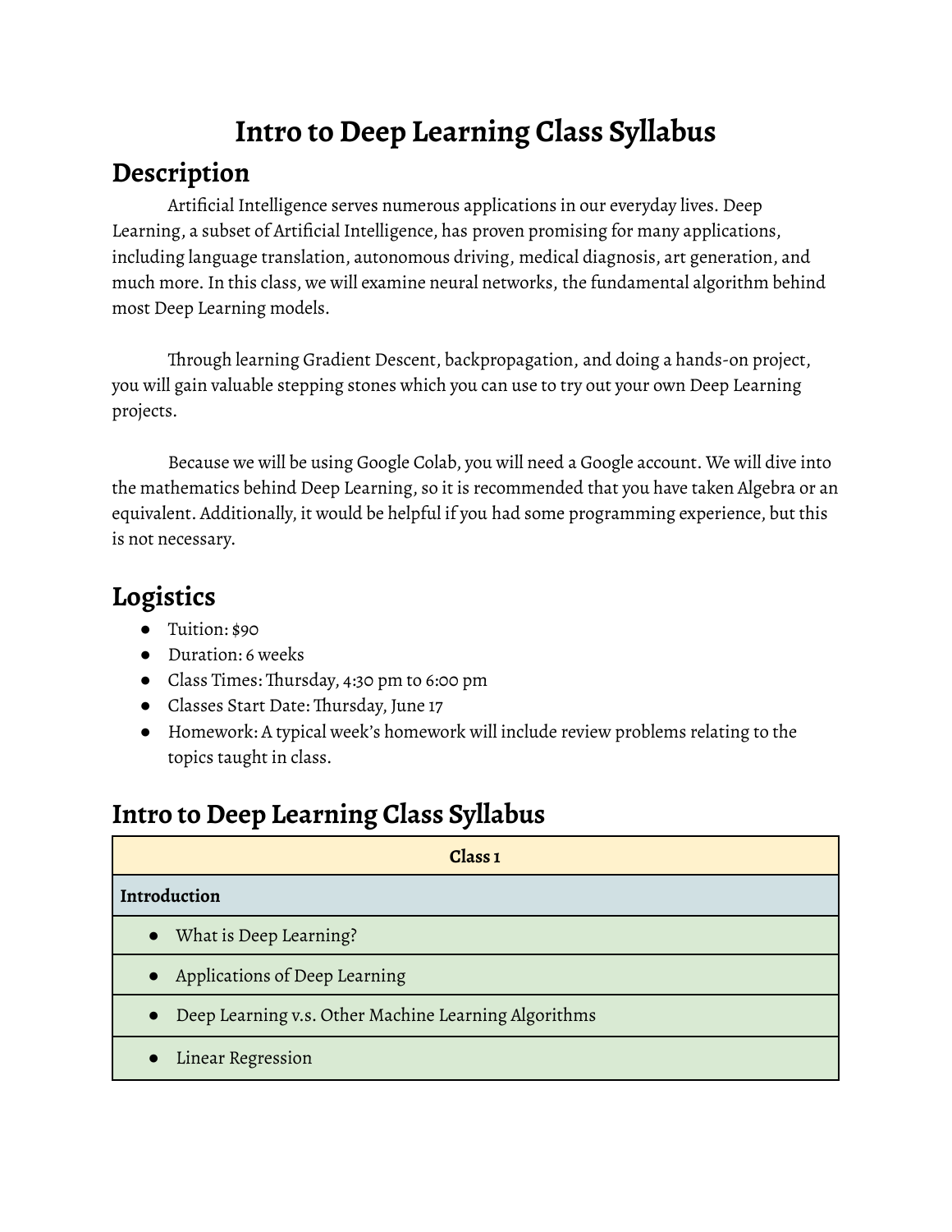# Intro to Deep Learning Class Syllabus

## Description

Artificial Intelligence serves numerous applications in our everyday lives. Deep Learning, a subset of Artificial Intelligence, has proven promising for many applications, including language translation, autonomous driving, medical diagnosis, art generation, and much more. In this class, we will examine neural networks, the fundamental algorithm behind most Deep Learning models.

Through learning Gradient Descent, backpropagation, and doing a hands-on project, you will gain valuable stepping stones which you can use to try out your own Deep Learning projects.

Because we will be using Google Colab, you will need a Google account. We will dive into the mathematics behind Deep Learning, so it is recommended that you have taken Algebra or an equivalent. Additionally, it would be helpful if you had some programming experience, but this is not necessary.

## Logistics

- Tuition: $90
- Duration: 6 weeks
- Class Times: Thursday, 4:30 pm to 6:00 pm
- Classes Start Date: Thursday, June 17
- Homework: A typical week's homework will include review problems relating to the topics taught in class.

## Intro to Deep Learning Class Syllabus

| **Class 1** |
|---|
| **Introduction** |
| • What is Deep Learning? |
| • Applications of Deep Learning |
| • Deep Learning v.s. Other Machine Learning Algorithms |
| • Linear Regression |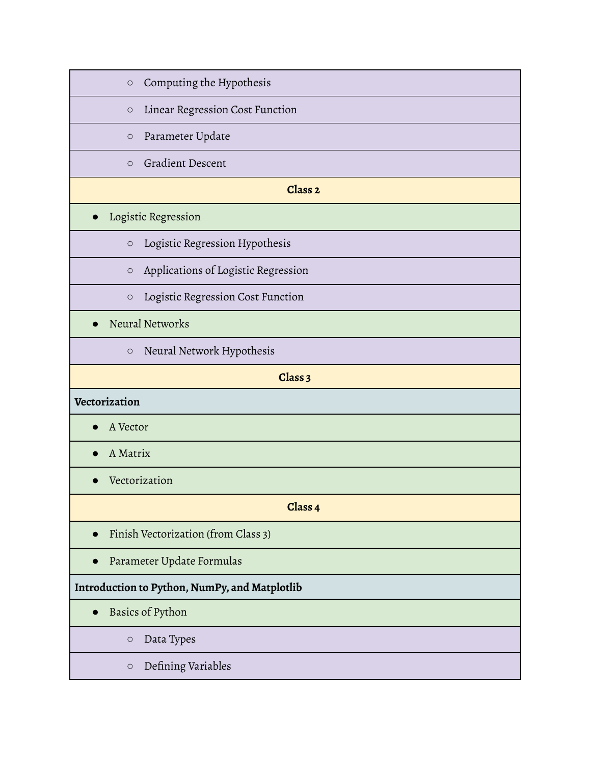- Computing the Hypothesis
- Linear Regression Cost Function
- Parameter Update
- Gradient Descent

**Class 2**

- Logistic Regression
  - Logistic Regression Hypothesis
  - Applications of Logistic Regression
  - Logistic Regression Cost Function
- Neural Networks
  - Neural Network Hypothesis

**Class 3**

**Vectorization**

- A Vector
- A Matrix
- Vectorization

**Class 4**

- Finish Vectorization (from Class 3)
- Parameter Update Formulas

**Introduction to Python, NumPy, and Matplotlib**

- Basics of Python
  - Data Types
  - Defining Variables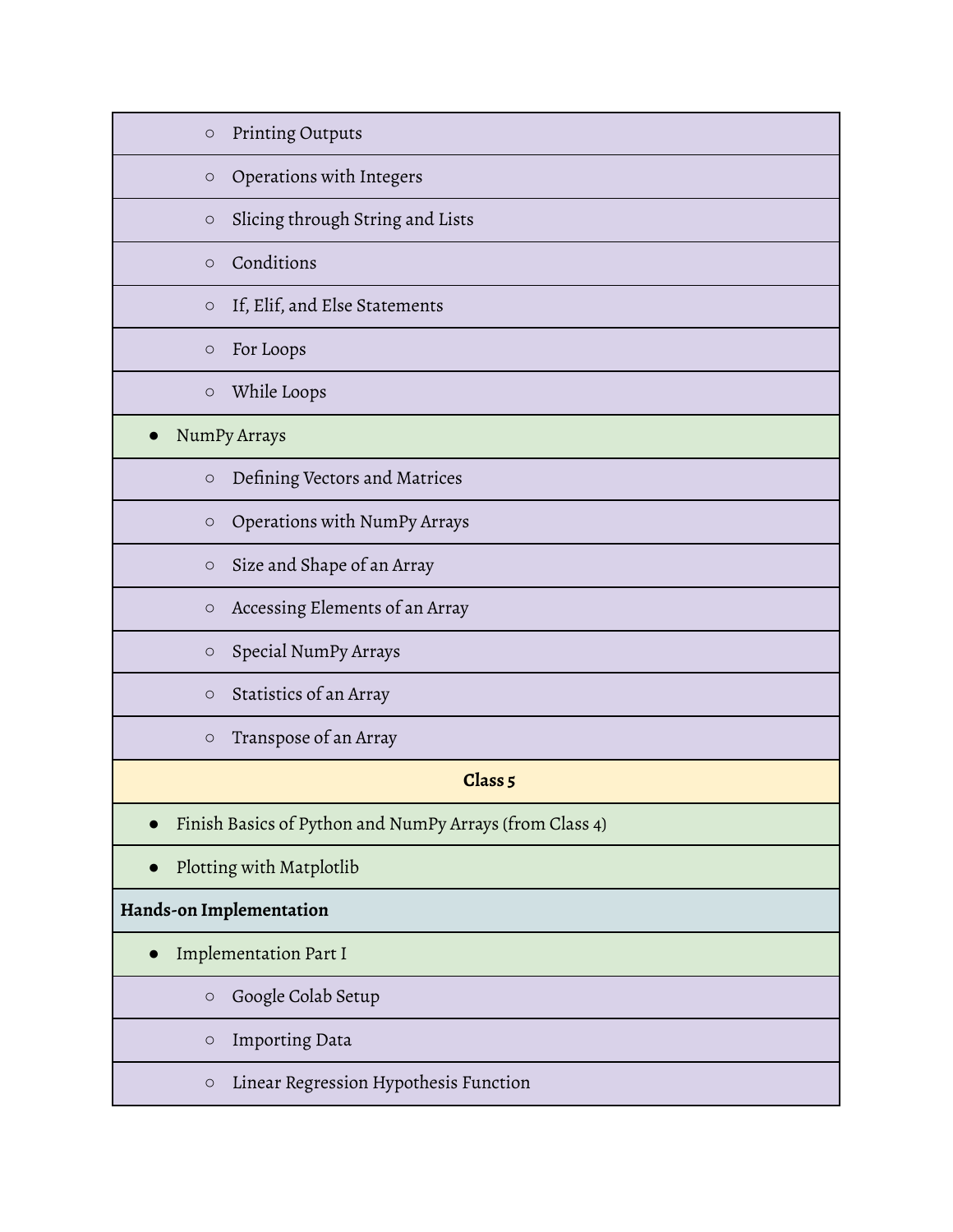| |
|---|
| ○ Printing Outputs |
| ○ Operations with Integers |
| ○ Slicing through String and Lists |
| ○ Conditions |
| ○ If, Elif, and Else Statements |
| ○ For Loops |
| ○ While Loops |
| ● NumPy Arrays |
| ○ Defining Vectors and Matrices |
| ○ Operations with NumPy Arrays |
| ○ Size and Shape of an Array |
| ○ Accessing Elements of an Array |
| ○ Special NumPy Arrays |
| ○ Statistics of an Array |
| ○ Transpose of an Array |
| **Class 5** |
| ● Finish Basics of Python and NumPy Arrays (from Class 4) |
| ● Plotting with Matplotlib |
| **Hands-on Implementation** |
| ● Implementation Part I |
| ○ Google Colab Setup |
| ○ Importing Data |
| ○ Linear Regression Hypothesis Function |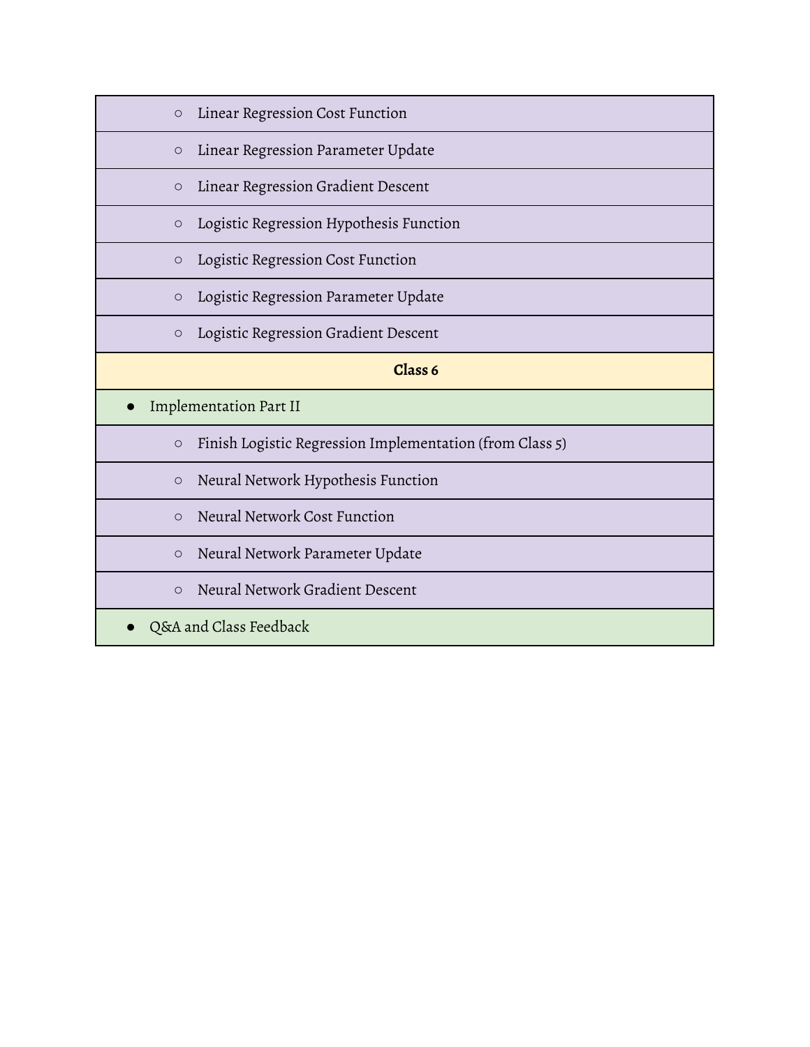| |
|---|
| ○ Linear Regression Cost Function |
| ○ Linear Regression Parameter Update |
| ○ Linear Regression Gradient Descent |
| ○ Logistic Regression Hypothesis Function |
| ○ Logistic Regression Cost Function |
| ○ Logistic Regression Parameter Update |
| ○ Logistic Regression Gradient Descent |
| **Class 6** |
| ● Implementation Part II |
| ○ Finish Logistic Regression Implementation (from Class 5) |
| ○ Neural Network Hypothesis Function |
| ○ Neural Network Cost Function |
| ○ Neural Network Parameter Update |
| ○ Neural Network Gradient Descent |
| ● Q&A and Class Feedback |